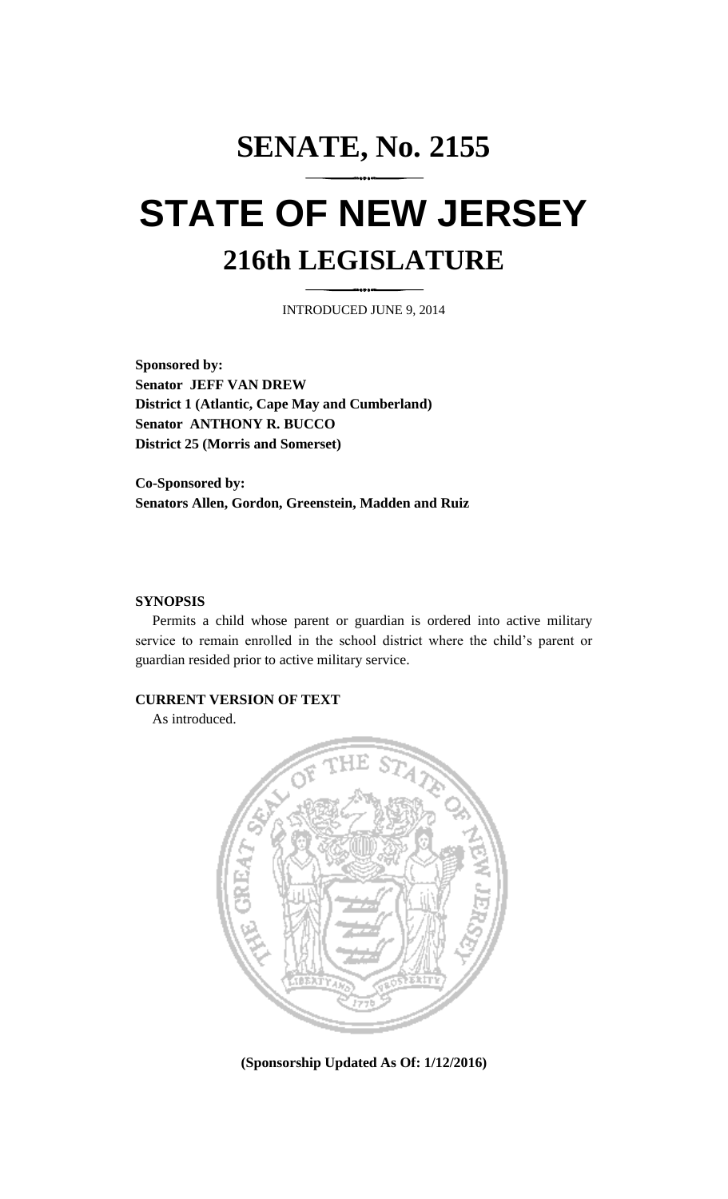# SENATE, No. 2155

# STATE OF NEW JERSEY

## 216th LEGISLATURE

INTRODUCED JUNE 9, 2014

**Sponsored by:**
**Senator JEFF VAN DREW**
**District 1 (Atlantic, Cape May and Cumberland)**
**Senator ANTHONY R. BUCCO**
**District 25 (Morris and Somerset)**

**Co-Sponsored by:**
**Senators Allen, Gordon, Greenstein, Madden and Ruiz**

**SYNOPSIS**

Permits a child whose parent or guardian is ordered into active military service to remain enrolled in the school district where the child's parent or guardian resided prior to active military service.

**CURRENT VERSION OF TEXT**

As introduced.

**(Sponsorship Updated As Of: 1/12/2016)**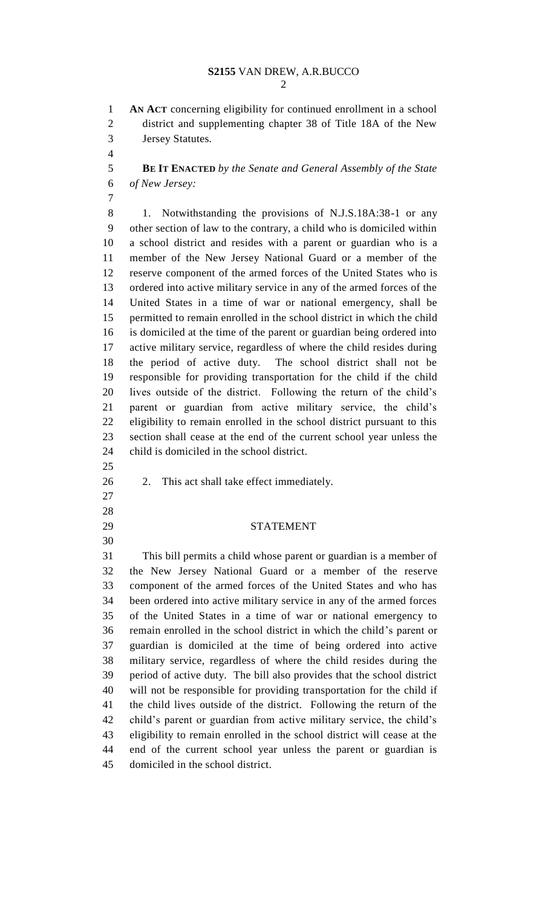**AN ACT** concerning eligibility for continued enrollment in a school district and supplementing chapter 38 of Title 18A of the New Jersey Statutes.

**BE IT ENACTED** *by the Senate and General Assembly of the State of New Jersey:*

1. Notwithstanding the provisions of N.J.S.18A:38-1 or any other section of law to the contrary, a child who is domiciled within a school district and resides with a parent or guardian who is a member of the New Jersey National Guard or a member of the reserve component of the armed forces of the United States who is ordered into active military service in any of the armed forces of the United States in a time of war or national emergency, shall be permitted to remain enrolled in the school district in which the child is domiciled at the time of the parent or guardian being ordered into active military service, regardless of where the child resides during the period of active duty. The school district shall not be responsible for providing transportation for the child if the child lives outside of the district. Following the return of the child's parent or guardian from active military service, the child's eligibility to remain enrolled in the school district pursuant to this section shall cease at the end of the current school year unless the child is domiciled in the school district.

2. This act shall take effect immediately.

## STATEMENT

This bill permits a child whose parent or guardian is a member of the New Jersey National Guard or a member of the reserve component of the armed forces of the United States and who has been ordered into active military service in any of the armed forces of the United States in a time of war or national emergency to remain enrolled in the school district in which the child's parent or guardian is domiciled at the time of being ordered into active military service, regardless of where the child resides during the period of active duty. The bill also provides that the school district will not be responsible for providing transportation for the child if the child lives outside of the district. Following the return of the child's parent or guardian from active military service, the child's eligibility to remain enrolled in the school district will cease at the end of the current school year unless the parent or guardian is domiciled in the school district.